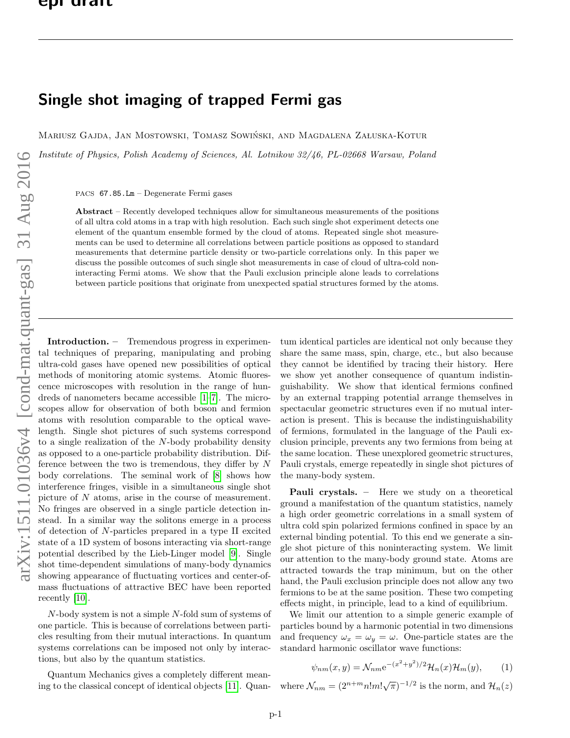# Single shot imaging of trapped Fermi gas

Mariusz Gajda, Jan Mostowski, Tomasz Sowiński, and Magdalena Załuska-Kotur

*Institute of Physics, Polish Academy of Sciences, Al. Lotnikow 32/46, PL-02668 Warsaw, Poland*

PACS 67.85.Lm – Degenerate Fermi gases

**Abstract** – Recently developed techniques allow for simultaneous measurements of the positions of all ultra cold atoms in a trap with high resolution. Each such single shot experiment detects one element of the quantum ensemble formed by the cloud of atoms. Repeated single shot measurements can be used to determine all correlations between particle positions as opposed to standard measurements that determine particle density or two-particle correlations only. In this paper we discuss the possible outcomes of such single shot measurements in case of cloud of ultra-cold non-interacting Fermi atoms. We show that the Pauli exclusion principle alone leads to correlations between particle positions that originate from unexpected spatial structures formed by the atoms.

**Introduction.** – Tremendous progress in experimental techniques of preparing, manipulating and probing ultra-cold gases have opened new possibilities of optical methods of monitoring atomic systems. Atomic fluorescence microscopes with resolution in the range of hundreds of nanometers became accessible [1–7]. The microscopes allow for observation of both boson and fermion atoms with resolution comparable to the optical wavelength. Single shot pictures of such systems correspond to a single realization of the $N$-body probability density as opposed to a one-particle probability distribution. Difference between the two is tremendous, they differ by $N$ body correlations. The seminal work of [8] shows how interference fringes, visible in a simultaneous single shot picture of $N$ atoms, arise in the course of measurement. No fringes are observed in a single particle detection instead. In a similar way the solitons emerge in a process of detection of $N$-particles prepared in a type II excited state of a 1D system of bosons interacting via short-range potential described by the Lieb-Linger model [9]. Single shot time-dependent simulations of many-body dynamics showing appearance of fluctuating vortices and center-of-mass fluctuations of attractive BEC have been reported recently [10].

$N$-body system is not a simple $N$-fold sum of systems of one particle. This is because of correlations between particles resulting from their mutual interactions. In quantum systems correlations can be imposed not only by interactions, but also by the quantum statistics.

Quantum Mechanics gives a completely different meaning to the classical concept of identical objects [11]. Quantum identical particles are identical not only because they share the same mass, spin, charge, etc., but also because they cannot be identified by tracing their history. Here we show yet another consequence of quantum indistinguishability. We show that identical fermions confined by an external trapping potential arrange themselves in spectacular geometric structures even if no mutual interaction is present. This is because the indistinguishability of fermions, formulated in the language of the Pauli exclusion principle, prevents any two fermions from being at the same location. These unexplored geometric structures, Pauli crystals, emerge repeatedly in single shot pictures of the many-body system.

**Pauli crystals.** – Here we study on a theoretical ground a manifestation of the quantum statistics, namely a high order geometric correlations in a small system of ultra cold spin polarized fermions confined in space by an external binding potential. To this end we generate a single shot picture of this noninteracting system. We limit our attention to the many-body ground state. Atoms are attracted towards the trap minimum, but on the other hand, the Pauli exclusion principle does not allow any two fermions to be at the same position. These two competing effects might, in principle, lead to a kind of equilibrium.

We limit our attention to a simple generic example of particles bound by a harmonic potential in two dimensions and frequency $\omega_x = \omega_y = \omega$. One-particle states are the standard harmonic oscillator wave functions:

$$\psi_{nm}(x,y) = \mathcal{N}_{nm} \mathrm{e}^{-(x^2+y^2)/2} \mathcal{H}_n(x) \mathcal{H}_m(y), \qquad (1)$$

where $\mathcal{N}_{nm} = (2^{n+m} n! m! \sqrt{\pi})^{-1/2}$ is the norm, and $\mathcal{H}_n(z)$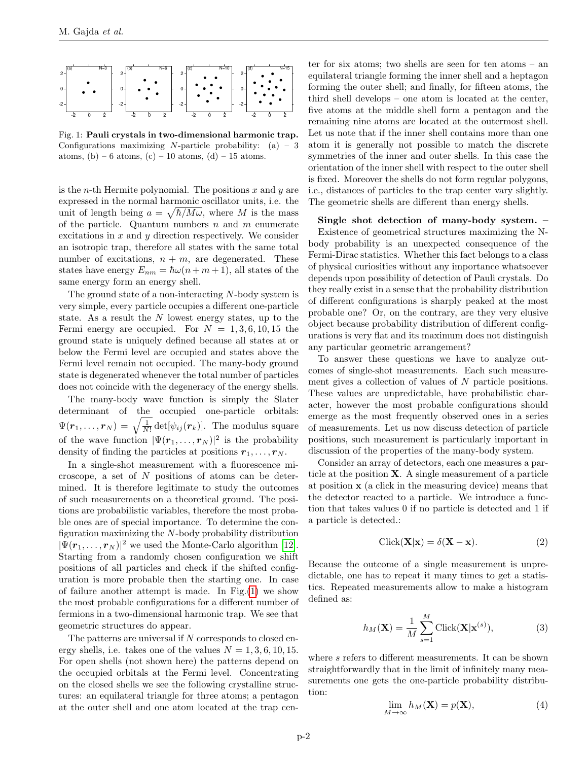Fig. 1: **Pauli crystals in two-dimensional harmonic trap.** Configurations maximizing $N$-particle probability: (a) – 3 atoms, (b) – 6 atoms, (c) – 10 atoms, (d) – 15 atoms.

is the $n$-th Hermite polynomial. The positions $x$ and $y$ are expressed in the normal harmonic oscillator units, i.e. the unit of length being $a = \sqrt{\hbar/M\omega}$, where $M$ is the mass of the particle. Quantum numbers $n$ and $m$ enumerate excitations in $x$ and $y$ direction respectively. We consider an isotropic trap, therefore all states with the same total number of excitations, $n + m$, are degenerated. These states have energy $E_{nm} = \hbar\omega(n + m + 1)$, all states of the same energy form an energy shell.

The ground state of a non-interacting $N$-body system is very simple, every particle occupies a different one-particle state. As a result the $N$ lowest energy states, up to the Fermi energy are occupied. For $N = 1, 3, 6, 10, 15$ the ground state is uniquely defined because all states at or below the Fermi level are occupied and states above the Fermi level remain not occupied. The many-body ground state is degenerated whenever the total number of particles does not coincide with the degeneracy of the energy shells.

The many-body wave function is simply the Slater determinant of the occupied one-particle orbitals: $\Psi(\boldsymbol{r}_1, \ldots, \boldsymbol{r}_N) = \sqrt{\frac{1}{N!}} \det[\psi_{ij}(\boldsymbol{r}_k)]$. The modulus square of the wave function $|\Psi(\boldsymbol{r}_1, \ldots, \boldsymbol{r}_N)|^2$ is the probability density of finding the particles at positions $\boldsymbol{r}_1, \ldots, \boldsymbol{r}_N$.

In a single-shot measurement with a fluorescence microscope, a set of $N$ positions of atoms can be determined. It is therefore legitimate to study the outcomes of such measurements on a theoretical ground. The positions are probabilistic variables, therefore the most probable ones are of special importance. To determine the configuration maximizing the $N$-body probability distribution $|\Psi(\boldsymbol{r}_1, \ldots, \boldsymbol{r}_N)|^2$ we used the Monte-Carlo algorithm [12]. Starting from a randomly chosen configuration we shift positions of all particles and check if the shifted configuration is more probable then the starting one. In case of failure another attempt is made. In Fig.(1) we show the most probable configurations for a different number of fermions in a two-dimensional harmonic trap. We see that geometric structures do appear.

The patterns are universal if $N$ corresponds to closed energy shells, i.e. takes one of the values $N = 1, 3, 6, 10, 15$. For open shells (not shown here) the patterns depend on the occupied orbitals at the Fermi level. Concentrating on the closed shells we see the following crystalline structures: an equilateral triangle for three atoms; a pentagon at the outer shell and one atom located at the trap center for six atoms; two shells are seen for ten atoms – an equilateral triangle forming the inner shell and a heptagon forming the outer shell; and finally, for fifteen atoms, the third shell develops – one atom is located at the center, five atoms at the middle shell form a pentagon and the remaining nine atoms are located at the outermost shell. Let us note that if the inner shell contains more than one atom it is generally not possible to match the discrete symmetries of the inner and outer shells. In this case the orientation of the inner shell with respect to the outer shell is fixed. Moreover the shells do not form regular polygons, i.e., distances of particles to the trap center vary slightly. The geometric shells are different than energy shells.

**Single shot detection of many-body system.** – Existence of geometrical structures maximizing the N-body probability is an unexpected consequence of the Fermi-Dirac statistics. Whether this fact belongs to a class of physical curiosities without any importance whatsoever depends upon possibility of detection of Pauli crystals. Do they really exist in a sense that the probability distribution of different configurations is sharply peaked at the most probable one? Or, on the contrary, are they very elusive object because probability distribution of different configurations is very flat and its maximum does not distinguish any particular geometric arrangement?

To answer these questions we have to analyze outcomes of single-shot measurements. Each such measurement gives a collection of values of $N$ particle positions. These values are unpredictable, have probabilistic character, however the most probable configurations should emerge as the most frequently observed ones in a series of measurements. Let us now discuss detection of particle positions, such measurement is particularly important in discussion of the properties of the many-body system.

Consider an array of detectors, each one measures a particle at the position $\mathbf{X}$. A single measurement of a particle at position $\mathbf{x}$ (a click in the measuring device) means that the detector reacted to a particle. We introduce a function that takes values 0 if no particle is detected and 1 if a particle is detected.:

$$\text{Click}(\mathbf{X}|\mathbf{x}) = \delta(\mathbf{X} - \mathbf{x}). \tag{2}$$

Because the outcome of a single measurement is unpredictable, one has to repeat it many times to get a statistics. Repeated measurements allow to make a histogram defined as:

$$h_M(\mathbf{X}) = \frac{1}{M} \sum_{s=1}^{M} \text{Click}(\mathbf{X}|\mathbf{x}^{(s)}), \tag{3}$$

where $s$ refers to different measurements. It can be shown straightforwardly that in the limit of infinitely many measurements one gets the one-particle probability distribution:

$$\lim_{M\to\infty} h_M(\mathbf{X}) = p(\mathbf{X}), \tag{4}$$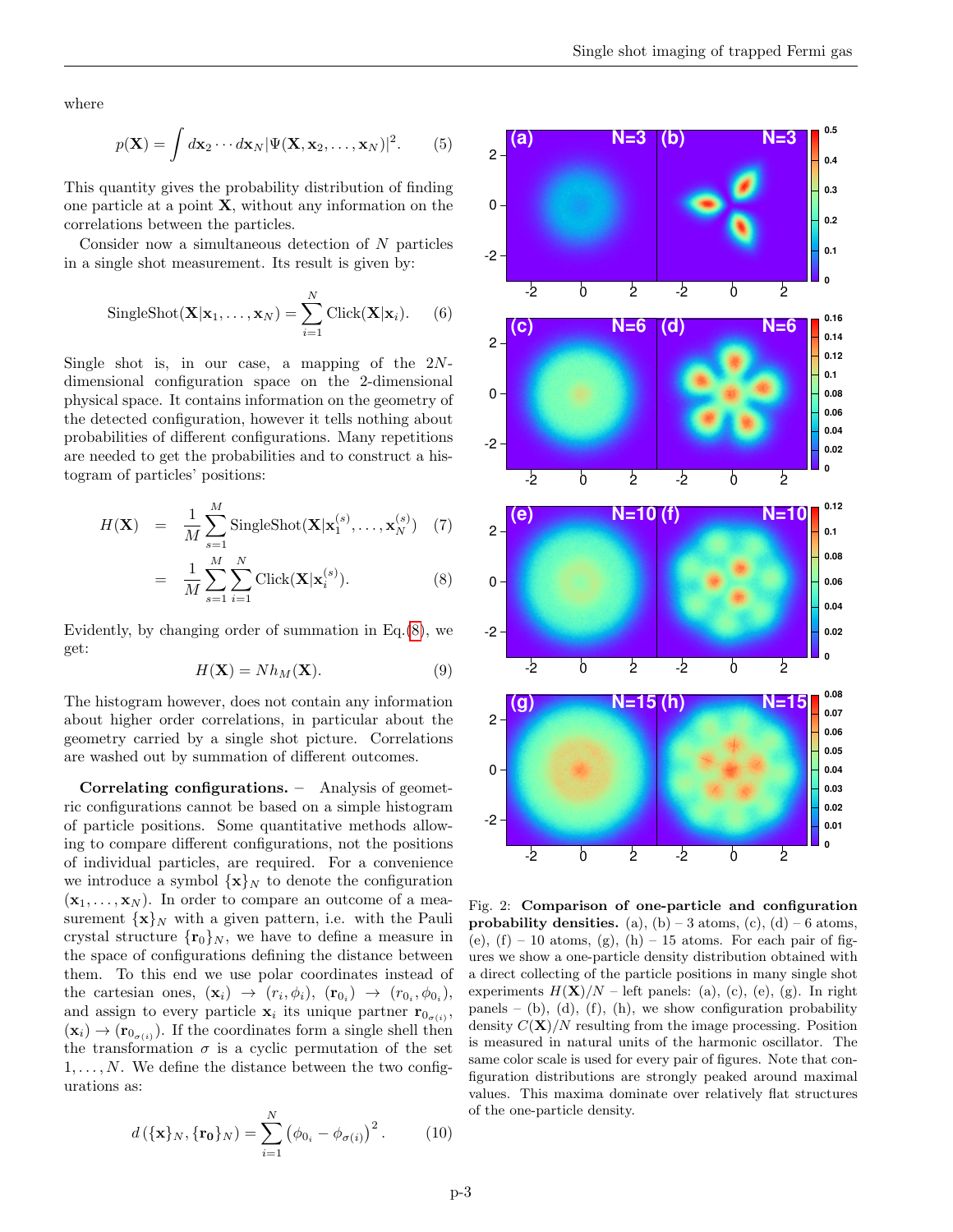where

$$p(\mathbf{X}) = \int d\mathbf{x}_2 \cdots d\mathbf{x}_N |\Psi(\mathbf{X}, \mathbf{x}_2, \ldots, \mathbf{x}_N)|^2. \qquad (5)$$

This quantity gives the probability distribution of finding one particle at a point $\mathbf{X}$, without any information on the correlations between the particles.

Consider now a simultaneous detection of $N$ particles in a single shot measurement. Its result is given by:

$$\text{SingleShot}(\mathbf{X}|\mathbf{x}_1, \ldots, \mathbf{x}_N) = \sum_{i=1}^{N} \text{Click}(\mathbf{X}|\mathbf{x}_i). \qquad (6)$$

Single shot is, in our case, a mapping of the $2N$-dimensional configuration space on the 2-dimensional physical space. It contains information on the geometry of the detected configuration, however it tells nothing about probabilities of different configurations. Many repetitions are needed to get the probabilities and to construct a histogram of particles' positions:

$$H(\mathbf{X}) = \frac{1}{M} \sum_{s=1}^{M} \text{SingleShot}(\mathbf{X}|\mathbf{x}_1^{(s)}, \ldots, \mathbf{x}_N^{(s)}) \qquad (7)$$

$$= \frac{1}{M} \sum_{s=1}^{M} \sum_{i=1}^{N} \text{Click}(\mathbf{X}|\mathbf{x}_i^{(s)}). \qquad (8)$$

Evidently, by changing order of summation in Eq.(8), we get:

$$H(\mathbf{X}) = N h_M(\mathbf{X}). \qquad (9)$$

The histogram however, does not contain any information about higher order correlations, in particular about the geometry carried by a single shot picture. Correlations are washed out by summation of different outcomes.

**Correlating configurations.** – Analysis of geometric configurations cannot be based on a simple histogram of particle positions. Some quantitative methods allowing to compare different configurations, not the positions of individual particles, are required. For a convenience we introduce a symbol $\{\mathbf{x}\}_N$ to denote the configuration $(\mathbf{x}_1, \ldots, \mathbf{x}_N)$. In order to compare an outcome of a measurement $\{\mathbf{x}\}_N$ with a given pattern, i.e. with the Pauli crystal structure $\{\mathbf{r}_0\}_N$, we have to define a measure in the space of configurations defining the distance between them. To this end we use polar coordinates instead of the cartesian ones, $(\mathbf{x}_i) \to (r_i, \phi_i)$, $(\mathbf{r}_{0_i}) \to (r_{0_i}, \phi_{0_i})$, and assign to every particle $\mathbf{x}_i$ its unique partner $\mathbf{r}_{0_{\sigma(i)}}$, $(\mathbf{x}_i) \to (\mathbf{r}_{0_{\sigma(i)}})$. If the coordinates form a single shell then the transformation $\sigma$ is a cyclic permutation of the set $1, \ldots, N$. We define the distance between the two configurations as:

$$d(\{\mathbf{x}\}_N, \{\mathbf{r_0}\}_N) = \sum_{i=1}^{N} \left(\phi_{0_i} - \phi_{\sigma(i)}\right)^2. \qquad (10)$$

Fig. 2: **Comparison of one-particle and configuration probability densities.** (a), (b) – 3 atoms, (c), (d) – 6 atoms, (e), (f) – 10 atoms, (g), (h) – 15 atoms. For each pair of figures we show a one-particle density distribution obtained with a direct collecting of the particle positions in many single shot experiments $H(\mathbf{X})/N$ – left panels: (a), (c), (e), (g). In right panels – (b), (d), (f), (h), we show configuration probability density $C(\mathbf{X})/N$ resulting from the image processing. Position is measured in natural units of the harmonic oscillator. The same color scale is used for every pair of figures. Note that configuration distributions are strongly peaked around maximal values. This maxima dominate over relatively flat structures of the one-particle density.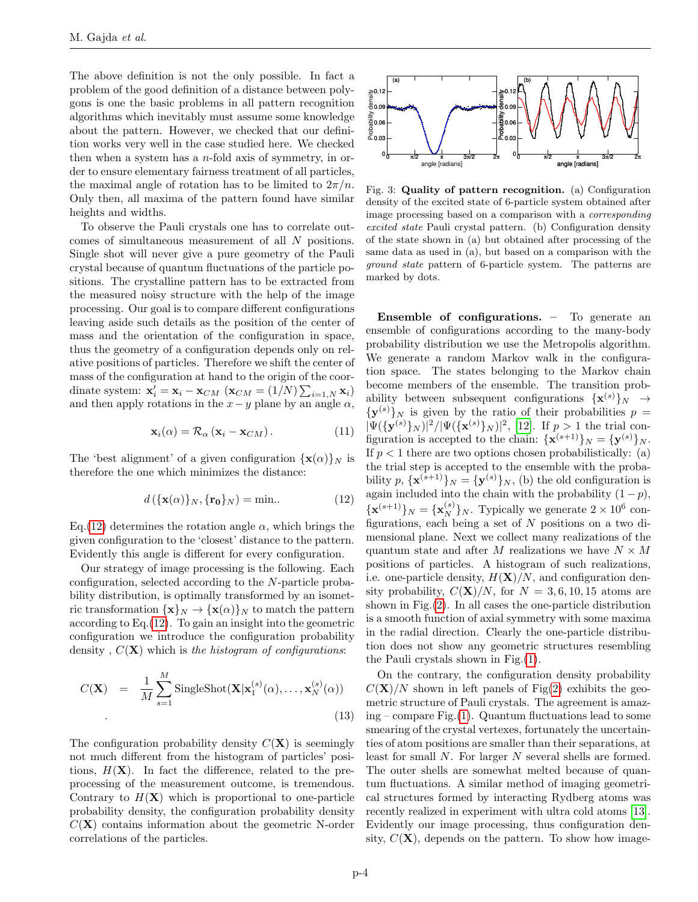The above definition is not the only possible. In fact a problem of the good definition of a distance between polygons is one the basic problems in all pattern recognition algorithms which inevitably must assume some knowledge about the pattern. However, we checked that our definition works very well in the case studied here. We checked then when a system has a $n$-fold axis of symmetry, in order to ensure elementary fairness treatment of all particles, the maximal angle of rotation has to be limited to $2\pi/n$. Only then, all maxima of the pattern found have similar heights and widths.

To observe the Pauli crystals one has to correlate outcomes of simultaneous measurement of all $N$ positions. Single shot will never give a pure geometry of the Pauli crystal because of quantum fluctuations of the particle positions. The crystalline pattern has to be extracted from the measured noisy structure with the help of the image processing. Our goal is to compare different configurations leaving aside such details as the position of the center of mass and the orientation of the configuration in space, thus the geometry of a configuration depends only on relative positions of particles. Therefore we shift the center of mass of the configuration at hand to the origin of the coordinate system: $\mathbf{x}'_i = \mathbf{x}_i - \mathbf{x}_{CM}$ ($\mathbf{x}_{CM} = (1/N)\sum_{i=1,N}\mathbf{x}_i$) and then apply rotations in the $x-y$ plane by an angle $\alpha$,

$$\mathbf{x}_i(\alpha) = \mathcal{R}_\alpha\left(\mathbf{x}_i - \mathbf{x}_{CM}\right). \tag{11}$$

The 'best alignment' of a given configuration $\{\mathbf{x}(\alpha)\}_N$ is therefore the one which minimizes the distance:

$$d\left(\{\mathbf{x}(\alpha)\}_N, \{\mathbf{r_0}\}_N\right) = \text{min.}. \tag{12}$$

Eq.(12) determines the rotation angle $\alpha$, which brings the given configuration to the 'closest' distance to the pattern. Evidently this angle is different for every configuration.

Our strategy of image processing is the following. Each configuration, selected according to the $N$-particle probability distribution, is optimally transformed by an isometric transformation $\{\mathbf{x}\}_N \to \{\mathbf{x}(\alpha)\}_N$ to match the pattern according to Eq.(12). To gain an insight into the geometric configuration we introduce the configuration probability density , $C(\mathbf{X})$ which is *the histogram of configurations*:

$$C(\mathbf{X}) \;\;=\;\; \frac{1}{M}\sum_{s=1}^{M} \text{SingleShot}(\mathbf{X}|\mathbf{x}_1^{(s)}(\alpha),\ldots,\mathbf{x}_N^{(s)}(\alpha)) \\ . \tag{13}$$

The configuration probability density $C(\mathbf{X})$ is seemingly not much different from the histogram of particles' positions, $H(\mathbf{X})$. In fact the difference, related to the preprocessing of the measurement outcome, is tremendous. Contrary to $H(\mathbf{X})$ which is proportional to one-particle probability density, the configuration probability density $C(\mathbf{X})$ contains information about the geometric N-order correlations of the particles.

Fig. 3: **Quality of pattern recognition.** (a) Configuration density of the excited state of 6-particle system obtained after image processing based on a comparison with a *corresponding excited state* Pauli crystal pattern. (b) Configuration density of the state shown in (a) but obtained after processing of the same data as used in (a), but based on a comparison with the *ground state* pattern of 6-particle system. The patterns are marked by dots.

**Ensemble of configurations.** – To generate an ensemble of configurations according to the many-body probability distribution we use the Metropolis algorithm. We generate a random Markov walk in the configuration space. The states belonging to the Markov chain become members of the ensemble. The transition probability between subsequent configurations $\{\mathbf{x}^{(s)}\}_N \to \{\mathbf{y}^{(s)}\}_N$ is given by the ratio of their probabilities $p = |\Psi(\{\mathbf{y}^{(s)}\}_N)|^2/|\Psi(\{\mathbf{x}^{(s)}\}_N)|^2$, [12]. If $p > 1$ the trial configuration is accepted to the chain: $\{\mathbf{x}^{(s+1)}\}_N = \{\mathbf{y}^{(s)}\}_N$. If $p < 1$ there are two options chosen probabilistically: (a) the trial step is accepted to the ensemble with the probability $p$, $\{\mathbf{x}^{(s+1)}\}_N = \{\mathbf{y}^{(s)}\}_N$, (b) the old configuration is again included into the chain with the probability $(1-p)$, $\{\mathbf{x}^{(s+1)}\}_N = \{\mathbf{x}_N^{(s)}\}_N$. Typically we generate $2 \times 10^6$ configurations, each being a set of $N$ positions on a two dimensional plane. Next we collect many realizations of the quantum state and after $M$ realizations we have $N \times M$ positions of particles. A histogram of such realizations, i.e. one-particle density, $H(\mathbf{X})/N$, and configuration density probability, $C(\mathbf{X})/N$, for $N = 3, 6, 10, 15$ atoms are shown in Fig.(2). In all cases the one-particle distribution is a smooth function of axial symmetry with some maxima in the radial direction. Clearly the one-particle distribution does not show any geometric structures resembling the Pauli crystals shown in Fig.(1).

On the contrary, the configuration density probability $C(\mathbf{X})/N$ shown in left panels of Fig(2) exhibits the geometric structure of Pauli crystals. The agreement is amazing – compare Fig.(1). Quantum fluctuations lead to some smearing of the crystal vertexes, fortunately the uncertainties of atom positions are smaller than their separations, at least for small $N$. For larger $N$ several shells are formed. The outer shells are somewhat melted because of quantum fluctuations. A similar method of imaging geometrical structures formed by interacting Rydberg atoms was recently realized in experiment with ultra cold atoms [13]. Evidently our image processing, thus configuration density, $C(\mathbf{X})$, depends on the pattern. To show how image-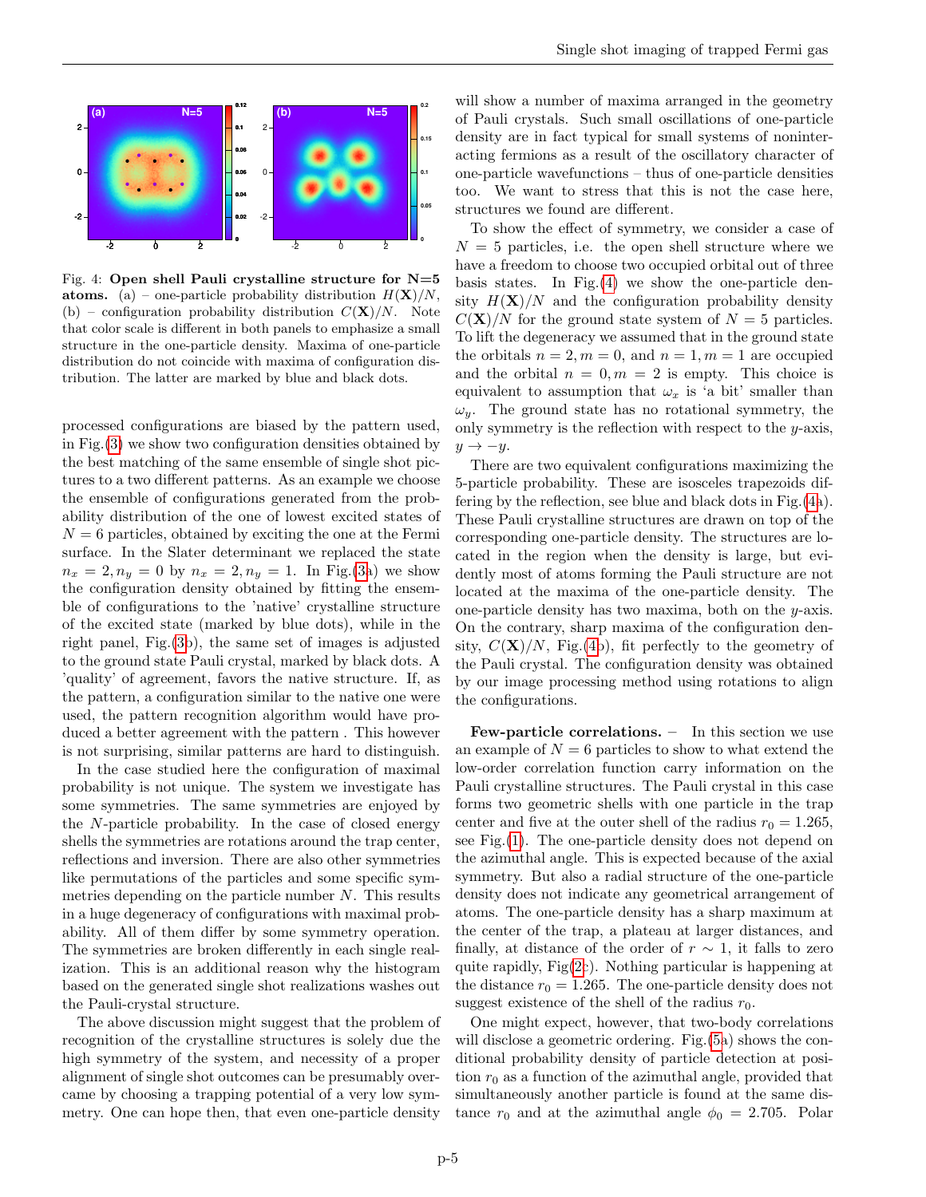Fig. 4: **Open shell Pauli crystalline structure for N=5 atoms.** (a) – one-particle probability distribution $H(\mathbf{X})/N$, (b) – configuration probability distribution $C(\mathbf{X})/N$. Note that color scale is different in both panels to emphasize a small structure in the one-particle density. Maxima of one-particle distribution do not coincide with maxima of configuration distribution. The latter are marked by blue and black dots.

processed configurations are biased by the pattern used, in Fig.(3) we show two configuration densities obtained by the best matching of the same ensemble of single shot pictures to a two different patterns. As an example we choose the ensemble of configurations generated from the probability distribution of the one of lowest excited states of $N=6$ particles, obtained by exciting the one at the Fermi surface. In the Slater determinant we replaced the state $n_x=2, n_y=0$ by $n_x=2, n_y=1$. In Fig.(3a) we show the configuration density obtained by fitting the ensemble of configurations to the 'native' crystalline structure of the excited state (marked by blue dots), while in the right panel, Fig.(3b), the same set of images is adjusted to the ground state Pauli crystal, marked by black dots. A 'quality' of agreement, favors the native structure. If, as the pattern, a configuration similar to the native one were used, the pattern recognition algorithm would have produced a better agreement with the pattern . This however is not surprising, similar patterns are hard to distinguish.

In the case studied here the configuration of maximal probability is not unique. The system we investigate has some symmetries. The same symmetries are enjoyed by the $N$-particle probability. In the case of closed energy shells the symmetries are rotations around the trap center, reflections and inversion. There are also other symmetries like permutations of the particles and some specific symmetries depending on the particle number $N$. This results in a huge degeneracy of configurations with maximal probability. All of them differ by some symmetry operation. The symmetries are broken differently in each single realization. This is an additional reason why the histogram based on the generated single shot realizations washes out the Pauli-crystal structure.

The above discussion might suggest that the problem of recognition of the crystalline structures is solely due the high symmetry of the system, and necessity of a proper alignment of single shot outcomes can be presumably overcame by choosing a trapping potential of a very low symmetry. One can hope then, that even one-particle density will show a number of maxima arranged in the geometry of Pauli crystals. Such small oscillations of one-particle density are in fact typical for small systems of noninteracting fermions as a result of the oscillatory character of one-particle wavefunctions – thus of one-particle densities too. We want to stress that this is not the case here, structures we found are different.

To show the effect of symmetry, we consider a case of $N=5$ particles, i.e. the open shell structure where we have a freedom to choose two occupied orbital out of three basis states. In Fig.(4) we show the one-particle density $H(\mathbf{X})/N$ and the configuration probability density $C(\mathbf{X})/N$ for the ground state system of $N=5$ particles. To lift the degeneracy we assumed that in the ground state the orbitals $n=2, m=0$, and $n=1, m=1$ are occupied and the orbital $n=0, m=2$ is empty. This choice is equivalent to assumption that $\omega_x$ is 'a bit' smaller than $\omega_y$. The ground state has no rotational symmetry, the only symmetry is the reflection with respect to the $y$-axis, $y \to -y$.

There are two equivalent configurations maximizing the 5-particle probability. These are isosceles trapezoids differing by the reflection, see blue and black dots in Fig.(4a). These Pauli crystalline structures are drawn on top of the corresponding one-particle density. The structures are located in the region when the density is large, but evidently most of atoms forming the Pauli structure are not located at the maxima of the one-particle density. The one-particle density has two maxima, both on the $y$-axis. On the contrary, sharp maxima of the configuration density, $C(\mathbf{X})/N$, Fig.(4b), fit perfectly to the geometry of the Pauli crystal. The configuration density was obtained by our image processing method using rotations to align the configurations.

**Few-particle correlations.** – In this section we use an example of $N=6$ particles to show to what extend the low-order correlation function carry information on the Pauli crystalline structures. The Pauli crystal in this case forms two geometric shells with one particle in the trap center and five at the outer shell of the radius $r_0 = 1.265$, see Fig.(1). The one-particle density does not depend on the azimuthal angle. This is expected because of the axial symmetry. But also a radial structure of the one-particle density does not indicate any geometrical arrangement of atoms. The one-particle density has a sharp maximum at the center of the trap, a plateau at larger distances, and finally, at distance of the order of $r \sim 1$, it falls to zero quite rapidly, Fig(2c). Nothing particular is happening at the distance $r_0 = 1.265$. The one-particle density does not suggest existence of the shell of the radius $r_0$.

One might expect, however, that two-body correlations will disclose a geometric ordering. Fig.(5a) shows the conditional probability density of particle detection at position $r_0$ as a function of the azimuthal angle, provided that simultaneously another particle is found at the same distance $r_0$ and at the azimuthal angle $\phi_0 = 2.705$. Polar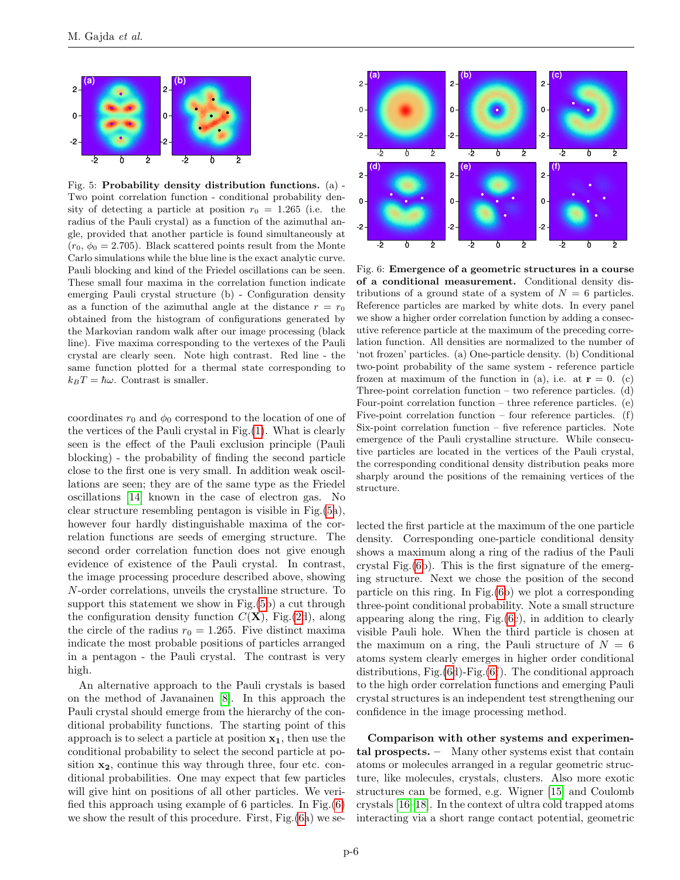Fig. 5: **Probability density distribution functions.** (a) - Two point correlation function - conditional probability density of detecting a particle at position $r_0 = 1.265$ (i.e. the radius of the Pauli crystal) as a function of the azimuthal angle, provided that another particle is found simultaneously at ($r_0$, $\phi_0 = 2.705$). Black scattered points result from the Monte Carlo simulations while the blue line is the exact analytic curve. Pauli blocking and kind of the Friedel oscillations can be seen. These small four maxima in the correlation function indicate emerging Pauli crystal structure (b) - Configuration density as a function of the azimuthal angle at the distance $r = r_0$ obtained from the histogram of configurations generated by the Markovian random walk after our image processing (black line). Five maxima corresponding to the vertexes of the Pauli crystal are clearly seen. Note high contrast. Red line - the same function plotted for a thermal state corresponding to $k_B T = \hbar\omega$. Contrast is smaller.

coordinates $r_0$ and $\phi_0$ correspond to the location of one of the vertices of the Pauli crystal in Fig.(1). What is clearly seen is the effect of the Pauli exclusion principle (Pauli blocking) - the probability of finding the second particle close to the first one is very small. In addition weak oscillations are seen; they are of the same type as the Friedel oscillations [14] known in the case of electron gas. No clear structure resembling pentagon is visible in Fig.(5a), however four hardly distinguishable maxima of the correlation functions are seeds of emerging structure. The second order correlation function does not give enough evidence of existence of the Pauli crystal. In contrast, the image processing procedure described above, showing $N$-order correlations, unveils the crystalline structure. To support this statement we show in Fig.(5b) a cut through the configuration density function $C(\mathbf{X})$, Fig.(2d), along the circle of the radius $r_0 = 1.265$. Five distinct maxima indicate the most probable positions of particles arranged in a pentagon - the Pauli crystal. The contrast is very high.

An alternative approach to the Pauli crystals is based on the method of Javanainen [8]. In this approach the Pauli crystal should emerge from the hierarchy of the conditional probability functions. The starting point of this approach is to select a particle at position $\mathbf{x_1}$, then use the conditional probability to select the second particle at position $\mathbf{x_2}$, continue this way through three, four etc. conditional probabilities. One may expect that few particles will give hint on positions of all other particles. We verified this approach using example of 6 particles. In Fig.(6) we show the result of this procedure. First, Fig.(6a) we selected the first particle at the maximum of the one particle density. Corresponding one-particle conditional density shows a maximum along a ring of the radius of the Pauli crystal Fig.(6b). This is the first signature of the emerging structure. Next we chose the position of the second particle on this ring. In Fig.(6b) we plot a corresponding three-point conditional probability. Note a small structure appearing along the ring, Fig.(6c), in addition to clearly visible Pauli hole. When the third particle is chosen at the maximum on a ring, the Pauli structure of $N = 6$ atoms system clearly emerges in higher order conditional distributions, Fig.(6d)-Fig.(6f). The conditional approach to the high order correlation functions and emerging Pauli crystal structures is an independent test strengthening our confidence in the image processing method.

Fig. 6: **Emergence of a geometric structures in a course of a conditional measurement.** Conditional density distributions of a ground state of a system of $N = 6$ particles. Reference particles are marked by white dots. In every panel we show a higher order correlation function by adding a consecutive reference particle at the maximum of the preceding correlation function. All densities are normalized to the number of 'not frozen' particles. (a) One-particle density. (b) Conditional two-point probability of the same system - reference particle frozen at maximum of the function in (a), i.e. at $\mathbf{r} = 0$. (c) Three-point correlation function – two reference particles. (d) Four-point correlation function – three reference particles. (e) Five-point correlation function – four reference particles. (f) Six-point correlation function – five reference particles. Note emergence of the Pauli crystalline structure. While consecutive particles are located in the vertices of the Pauli crystal, the corresponding conditional density distribution peaks more sharply around the positions of the remaining vertices of the structure.

**Comparison with other systems and experimental prospects.** – Many other systems exist that contain atoms or molecules arranged in a regular geometric structure, like molecules, crystals, clusters. Also more exotic structures can be formed, e.g. Wigner [15] and Coulomb crystals [16–18]. In the context of ultra cold trapped atoms interacting via a short range contact potential, geometric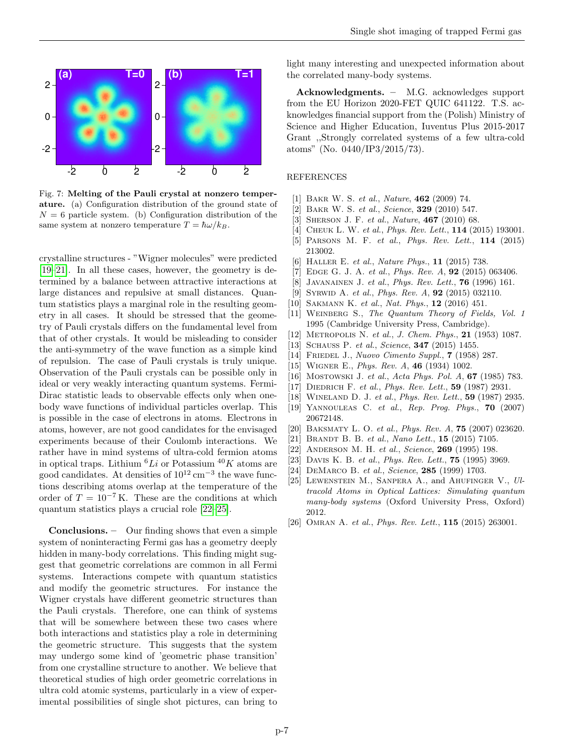(a) T=0

(b) T=1

2

0

-2

-2 0 2

Fig. 7: **Melting of the Pauli crystal at nonzero temperature.** (a) Configuration distribution of the ground state of $N = 6$ particle system. (b) Configuration distribution of the same system at nonzero temperature $T = \hbar\omega/k_B$.

crystalline structures - "Wigner molecules" were predicted [19–21]. In all these cases, however, the geometry is determined by a balance between attractive interactions at large distances and repulsive at small distances. Quantum statistics plays a marginal role in the resulting geometry in all cases. It should be stressed that the geometry of Pauli crystals differs on the fundamental level from that of other crystals. It would be misleading to consider the anti-symmetry of the wave function as a simple kind of repulsion. The case of Pauli crystals is truly unique. Observation of the Pauli crystals can be possible only in ideal or very weakly interacting quantum systems. Fermi-Dirac statistic leads to observable effects only when one-body wave functions of individual particles overlap. This is possible in the case of electrons in atoms. Electrons in atoms, however, are not good candidates for the envisaged experiments because of their Coulomb interactions. We rather have in mind systems of ultra-cold fermion atoms in optical traps. Lithium $^6Li$ or Potassium $^{40}K$ atoms are good candidates. At densities of $10^{12}\,\mathrm{cm}^{-3}$ the wave functions describing atoms overlap at the temperature of the order of $T = 10^{-7}\,\mathrm{K}$. These are the conditions at which quantum statistics plays a crucial role [22–25].

**Conclusions.** – Our finding shows that even a simple system of noninteracting Fermi gas has a geometry deeply hidden in many-body correlations. This finding might suggest that geometric correlations are common in all Fermi systems. Interactions compete with quantum statistics and modify the geometric structures. For instance the Wigner crystals have different geometric structures than the Pauli crystals. Therefore, one can think of systems that will be somewhere between these two cases where both interactions and statistics play a role in determining the geometric structure. This suggests that the system may undergo some kind of 'geometric phase transition' from one crystalline structure to another. We believe that theoretical studies of high order geometric correlations in ultra cold atomic systems, particularly in a view of experimental possibilities of single shot pictures, can bring to light many interesting and unexpected information about the correlated many-body systems.

**Acknowledgments.** – M.G. acknowledges support from the EU Horizon 2020-FET QUIC 641122. T.S. acknowledges financial support from the (Polish) Ministry of Science and Higher Education, Iuventus Plus 2015-2017 Grant „Strongly correlated systems of a few ultra-cold atoms" (No. 0440/IP3/2015/73).

REFERENCES

[1] Bakr W. S. *et al.*, *Nature*, **462** (2009) 74.
[2] Bakr W. S. *et al.*, *Science*, **329** (2010) 547.
[3] Sherson J. F. *et al.*, *Nature*, **467** (2010) 68.
[4] Cheuk L. W. *et al.*, *Phys. Rev. Lett.*, **114** (2015) 193001.
[5] Parsons M. F. *et al.*, *Phys. Rev. Lett.*, **114** (2015) 213002.
[6] Haller E. *et al.*, *Nature Phys.*, **11** (2015) 738.
[7] Edge G. J. A. *et al.*, *Phys. Rev. A*, **92** (2015) 063406.
[8] Javanainen J. *et al.*, *Phys. Rev. Lett.*, **76** (1996) 161.
[9] Syrwid A. *et al.*, *Phys. Rev. A*, **92** (2015) 032110.
[10] Sakmann K. *et al.*, *Nat. Phys.*, **12** (2016) 451.
[11] Weinberg S., *The Quantum Theory of Fields, Vol. 1* 1995 (Cambridge University Press, Cambridge).
[12] Metropolis N. *et al.*, *J. Chem. Phys.*, **21** (1953) 1087.
[13] Schauss P. *et al.*, *Science*, **347** (2015) 1455.
[14] Friedel J., *Nuovo Cimento Suppl.*, **7** (1958) 287.
[15] Wigner E., *Phys. Rev. A*, **46** (1934) 1002.
[16] Mostowski J. *et al.*, *Acta Phys. Pol. A*, **67** (1985) 783.
[17] Diedrich F. *et al.*, *Phys. Rev. Lett.*, **59** (1987) 2931.
[18] Wineland D. J. *et al.*, *Phys. Rev. Lett.*, **59** (1987) 2935.
[19] Yannouleas C. *et al.*, *Rep. Prog. Phys.*, **70** (2007) 20672148.
[20] Baksmaty L. O. *et al.*, *Phys. Rev. A*, **75** (2007) 023620.
[21] Brandt B. B. *et al.*, *Nano Lett.*, **15** (2015) 7105.
[22] Anderson M. H. *et al.*, *Science*, **269** (1995) 198.
[23] Davis K. B. *et al.*, *Phys. Rev. Lett.*, **75** (1995) 3969.
[24] DeMarco B. *et al.*, *Science*, **285** (1999) 1703.
[25] Lewenstein M., Sanpera A., and Ahufinger V., *Ultracold Atoms in Optical Lattices: Simulating quantum many-body systems* (Oxford University Press, Oxford) 2012.
[26] Omran A. *et al.*, *Phys. Rev. Lett.*, **115** (2015) 263001.